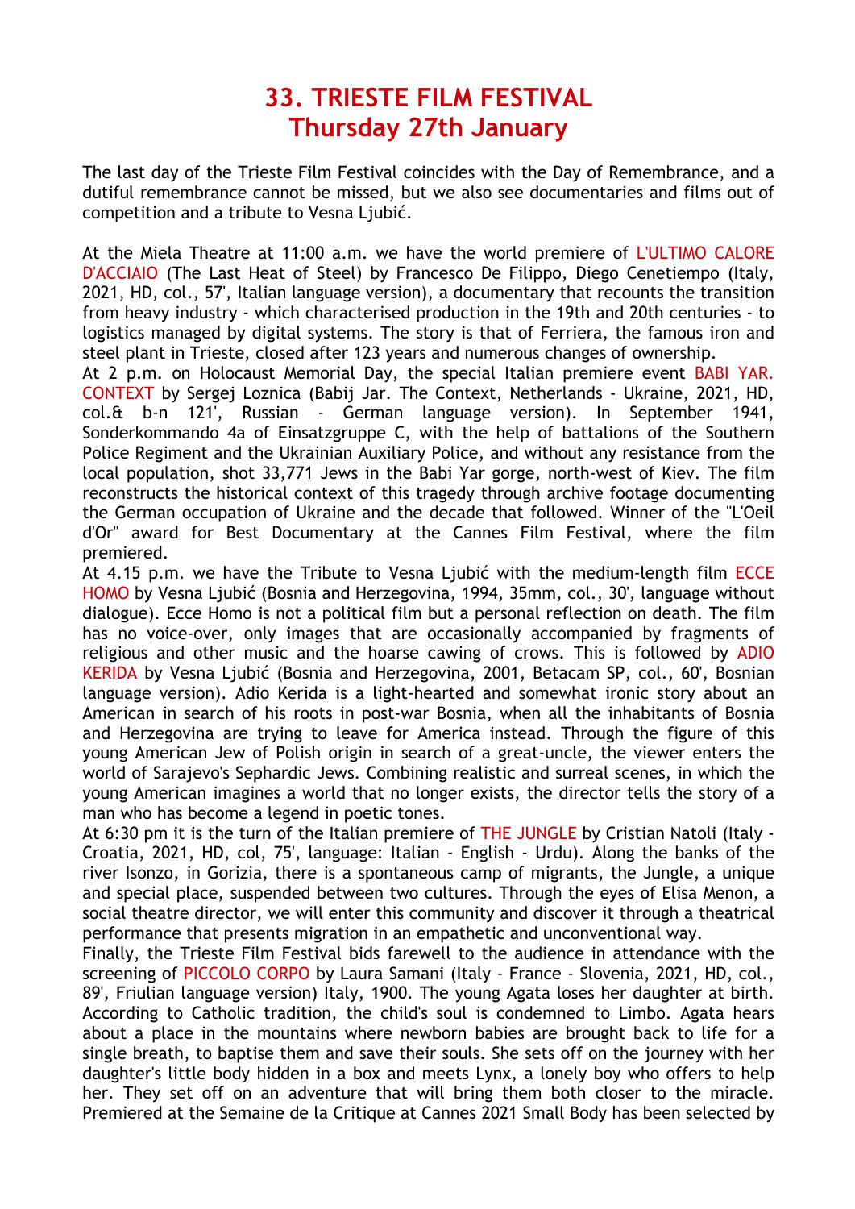# 33. TRIESTE FILM FESTIVAL
# Thursday 27th January

The last day of the Trieste Film Festival coincides with the Day of Remembrance, and a dutiful remembrance cannot be missed, but we also see documentaries and films out of competition and a tribute to Vesna Ljubić.

At the Miela Theatre at 11:00 a.m. we have the world premiere of L'ULTIMO CALORE D'ACCIAIO (The Last Heat of Steel) by Francesco De Filippo, Diego Cenetiempo (Italy, 2021, HD, col., 57', Italian language version), a documentary that recounts the transition from heavy industry - which characterised production in the 19th and 20th centuries - to logistics managed by digital systems. The story is that of Ferriera, the famous iron and steel plant in Trieste, closed after 123 years and numerous changes of ownership.

At 2 p.m. on Holocaust Memorial Day, the special Italian premiere event BABI YAR. CONTEXT by Sergej Loznica (Babij Jar. The Context, Netherlands - Ukraine, 2021, HD, col.& b-n 121', Russian - German language version). In September 1941, Sonderkommando 4a of Einsatzgruppe C, with the help of battalions of the Southern Police Regiment and the Ukrainian Auxiliary Police, and without any resistance from the local population, shot 33,771 Jews in the Babi Yar gorge, north-west of Kiev. The film reconstructs the historical context of this tragedy through archive footage documenting the German occupation of Ukraine and the decade that followed. Winner of the "L'Oeil d'Or" award for Best Documentary at the Cannes Film Festival, where the film premiered.

At 4.15 p.m. we have the Tribute to Vesna Ljubić with the medium-length film ECCE HOMO by Vesna Ljubić (Bosnia and Herzegovina, 1994, 35mm, col., 30', language without dialogue). Ecce Homo is not a political film but a personal reflection on death. The film has no voice-over, only images that are occasionally accompanied by fragments of religious and other music and the hoarse cawing of crows. This is followed by ADIO KERIDA by Vesna Ljubić (Bosnia and Herzegovina, 2001, Betacam SP, col., 60', Bosnian language version). Adio Kerida is a light-hearted and somewhat ironic story about an American in search of his roots in post-war Bosnia, when all the inhabitants of Bosnia and Herzegovina are trying to leave for America instead. Through the figure of this young American Jew of Polish origin in search of a great-uncle, the viewer enters the world of Sarajevo's Sephardic Jews. Combining realistic and surreal scenes, in which the young American imagines a world that no longer exists, the director tells the story of a man who has become a legend in poetic tones.

At 6:30 pm it is the turn of the Italian premiere of THE JUNGLE by Cristian Natoli (Italy - Croatia, 2021, HD, col, 75', language: Italian - English - Urdu). Along the banks of the river Isonzo, in Gorizia, there is a spontaneous camp of migrants, the Jungle, a unique and special place, suspended between two cultures. Through the eyes of Elisa Menon, a social theatre director, we will enter this community and discover it through a theatrical performance that presents migration in an empathetic and unconventional way.

Finally, the Trieste Film Festival bids farewell to the audience in attendance with the screening of PICCOLO CORPO by Laura Samani (Italy - France - Slovenia, 2021, HD, col., 89', Friulian language version) Italy, 1900. The young Agata loses her daughter at birth. According to Catholic tradition, the child's soul is condemned to Limbo. Agata hears about a place in the mountains where newborn babies are brought back to life for a single breath, to baptise them and save their souls. She sets off on the journey with her daughter's little body hidden in a box and meets Lynx, a lonely boy who offers to help her. They set off on an adventure that will bring them both closer to the miracle. Premiered at the Semaine de la Critique at Cannes 2021 Small Body has been selected by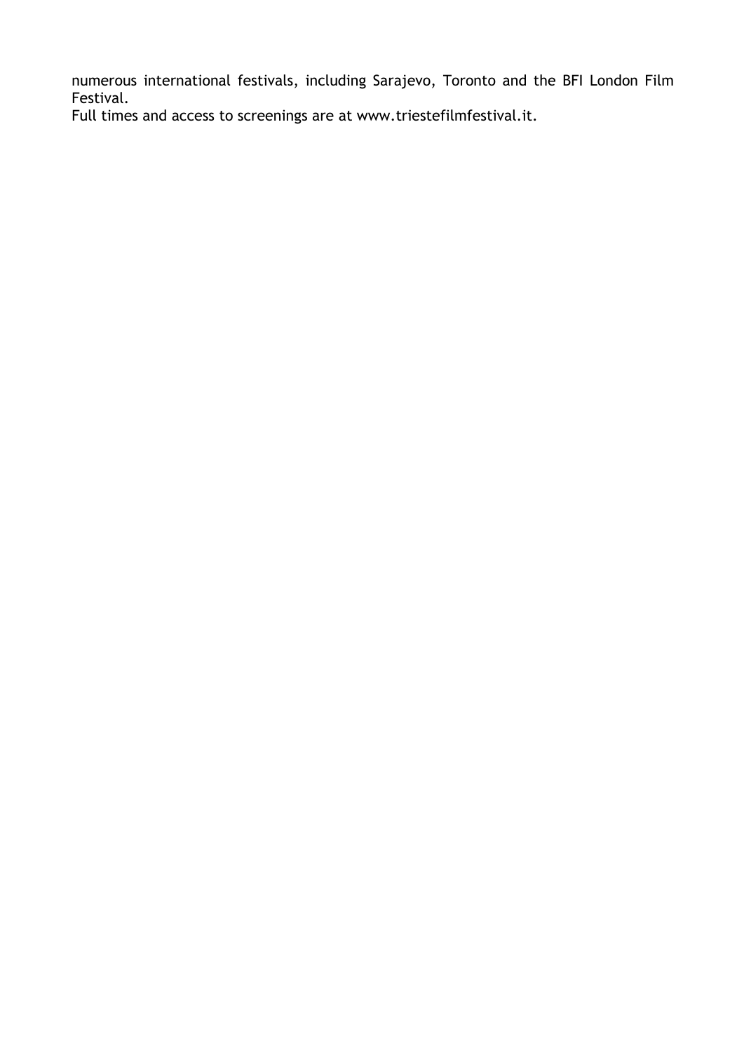numerous international festivals, including Sarajevo, Toronto and the BFI London Film Festival.

Full times and access to screenings are at www.triestefilmfestival.it.